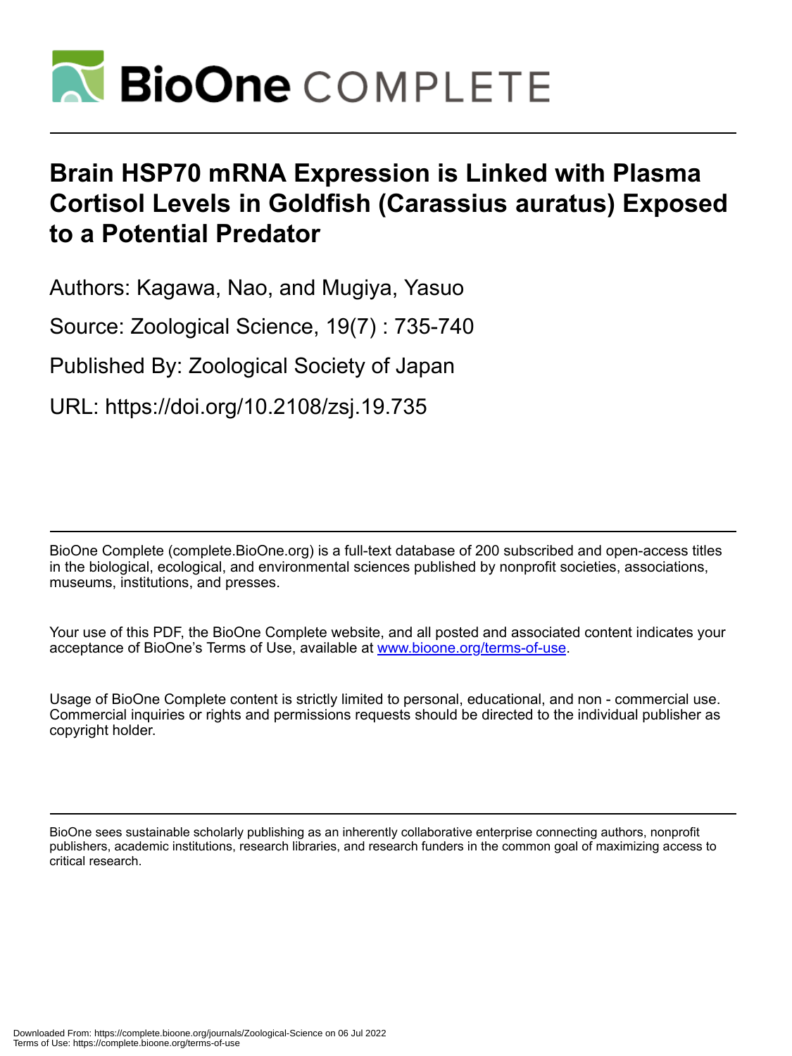# Brain HSP70 mRNA Expression is Linked with Plasma Cortisol Levels in Goldfish (Carassius auratus) Exposed to a Potential Predator

Authors: Kagawa, Nao, and Mugiya, Yasuo

Source: Zoological Science, 19(7) : 735-740

Published By: Zoological Society of Japan

URL: https://doi.org/10.2108/zsj.19.735

BioOne Complete (complete.BioOne.org) is a full-text database of 200 subscribed and open-access titles in the biological, ecological, and environmental sciences published by nonprofit societies, associations, museums, institutions, and presses.

Your use of this PDF, the BioOne Complete website, and all posted and associated content indicates your acceptance of BioOne's Terms of Use, available at www.bioone.org/terms-of-use.

Usage of BioOne Complete content is strictly limited to personal, educational, and non - commercial use. Commercial inquiries or rights and permissions requests should be directed to the individual publisher as copyright holder.

BioOne sees sustainable scholarly publishing as an inherently collaborative enterprise connecting authors, nonprofit publishers, academic institutions, research libraries, and research funders in the common goal of maximizing access to critical research.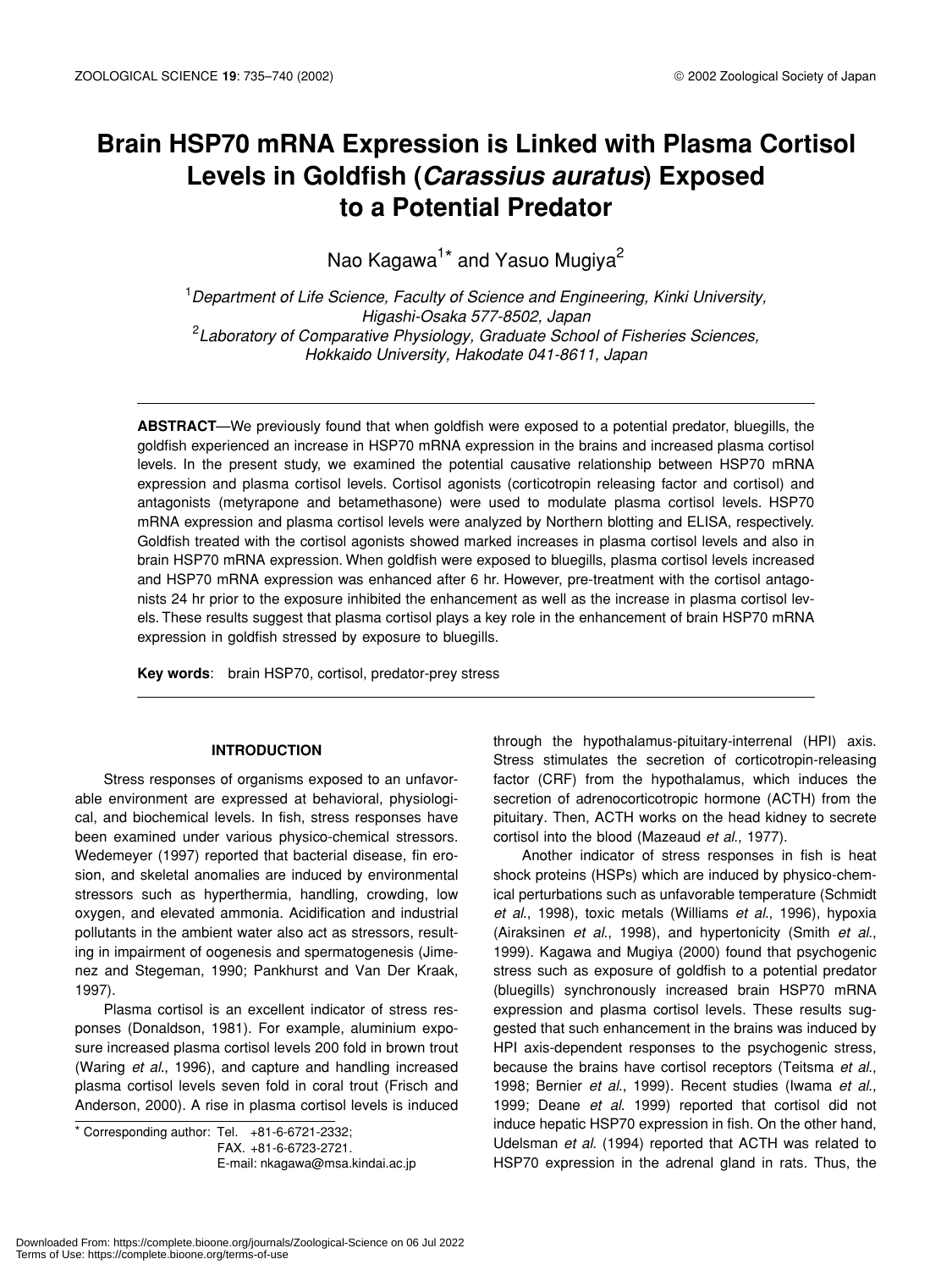# Brain HSP70 mRNA Expression is Linked with Plasma Cortisol Levels in Goldfish (*Carassius auratus*) Exposed to a Potential Predator

Nao Kagawa[1]* and Yasuo Mugiya[2]

[1]*Department of Life Science, Faculty of Science and Engineering, Kinki University, Higashi-Osaka 577-8502, Japan*
[2]*Laboratory of Comparative Physiology, Graduate School of Fisheries Sciences, Hokkaido University, Hakodate 041-8611, Japan*

**ABSTRACT**—We previously found that when goldfish were exposed to a potential predator, bluegills, the goldfish experienced an increase in HSP70 mRNA expression in the brains and increased plasma cortisol levels. In the present study, we examined the potential causative relationship between HSP70 mRNA expression and plasma cortisol levels. Cortisol agonists (corticotropin releasing factor and cortisol) and antagonists (metyrapone and betamethasone) were used to modulate plasma cortisol levels. HSP70 mRNA expression and plasma cortisol levels were analyzed by Northern blotting and ELISA, respectively. Goldfish treated with the cortisol agonists showed marked increases in plasma cortisol levels and also in brain HSP70 mRNA expression. When goldfish were exposed to bluegills, plasma cortisol levels increased and HSP70 mRNA expression was enhanced after 6 hr. However, pre-treatment with the cortisol antagonists 24 hr prior to the exposure inhibited the enhancement as well as the increase in plasma cortisol levels. These results suggest that plasma cortisol plays a key role in the enhancement of brain HSP70 mRNA expression in goldfish stressed by exposure to bluegills.

**Key words**: brain HSP70, cortisol, predator-prey stress

## INTRODUCTION

Stress responses of organisms exposed to an unfavorable environment are expressed at behavioral, physiological, and biochemical levels. In fish, stress responses have been examined under various physico-chemical stressors. Wedemeyer (1997) reported that bacterial disease, fin erosion, and skeletal anomalies are induced by environmental stressors such as hyperthermia, handling, crowding, low oxygen, and elevated ammonia. Acidification and industrial pollutants in the ambient water also act as stressors, resulting in impairment of oogenesis and spermatogenesis (Jimenez and Stegeman, 1990; Pankhurst and Van Der Kraak, 1997).

Plasma cortisol is an excellent indicator of stress responses (Donaldson, 1981). For example, aluminium exposure increased plasma cortisol levels 200 fold in brown trout (Waring *et al*., 1996), and capture and handling increased plasma cortisol levels seven fold in coral trout (Frisch and Anderson, 2000). A rise in plasma cortisol levels is induced through the hypothalamus-pituitary-interrenal (HPI) axis. Stress stimulates the secretion of corticotropin-releasing factor (CRF) from the hypothalamus, which induces the secretion of adrenocorticotropic hormone (ACTH) from the pituitary. Then, ACTH works on the head kidney to secrete cortisol into the blood (Mazeaud *et al*., 1977).

Another indicator of stress responses in fish is heat shock proteins (HSPs) which are induced by physico-chemical perturbations such as unfavorable temperature (Schmidt *et al*., 1998), toxic metals (Williams *et al*., 1996), hypoxia (Airaksinen *et al*., 1998), and hypertonicity (Smith *et al*., 1999). Kagawa and Mugiya (2000) found that psychogenic stress such as exposure of goldfish to a potential predator (bluegills) synchronously increased brain HSP70 mRNA expression and plasma cortisol levels. These results suggested that such enhancement in the brains was induced by HPI axis-dependent responses to the psychogenic stress, because the brains have cortisol receptors (Teitsma *et al*., 1998; Bernier *et al*., 1999). Recent studies (Iwama *et al*., 1999; Deane *et al*. 1999) reported that cortisol did not induce hepatic HSP70 expression in fish. On the other hand, Udelsman *et al*. (1994) reported that ACTH was related to HSP70 expression in the adrenal gland in rats. Thus, the

* Corresponding author: Tel. +81-6-6721-2332; FAX. +81-6-6723-2721. E-mail: nkagawa@msa.kindai.ac.jp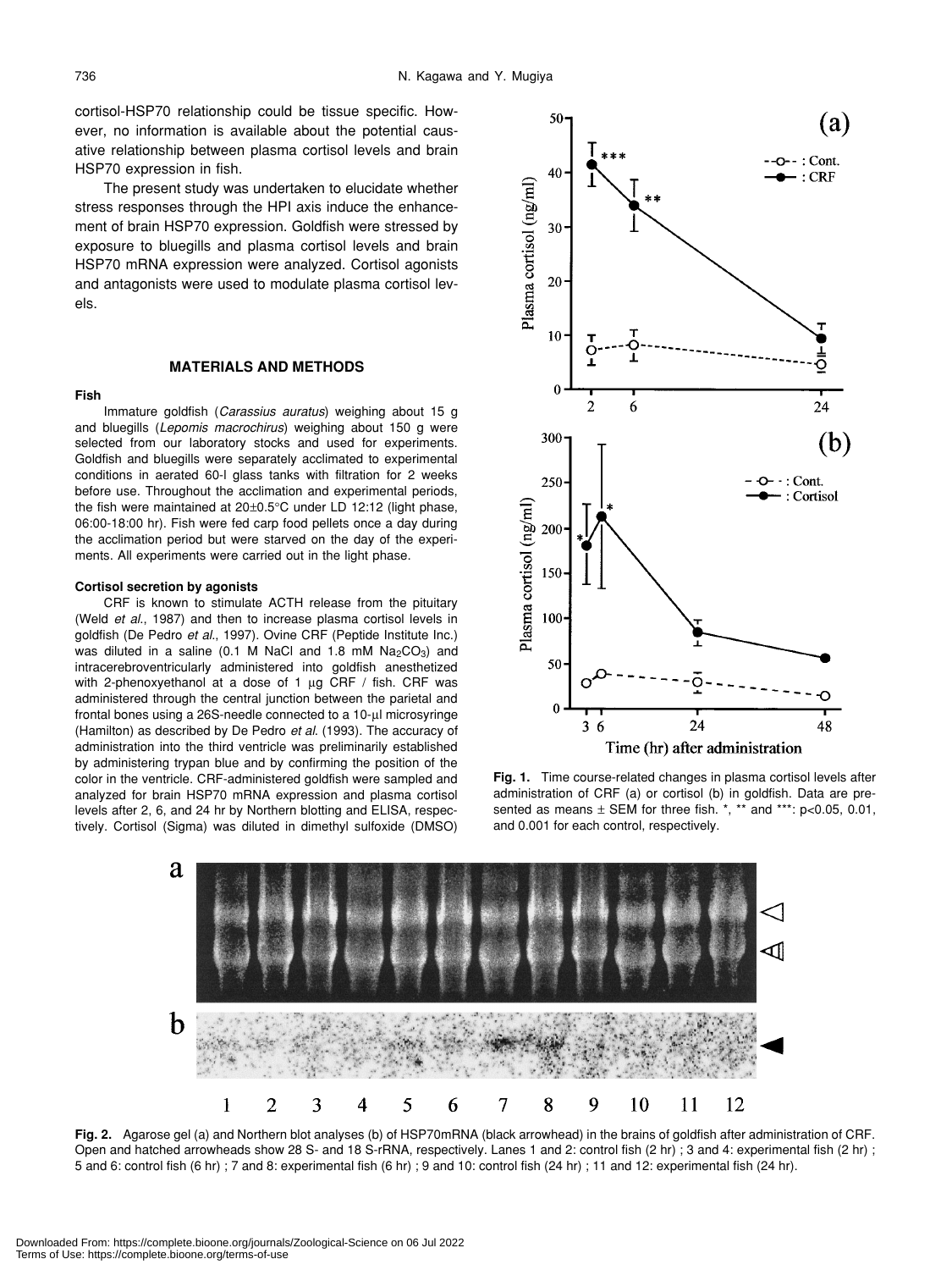cortisol-HSP70 relationship could be tissue specific. However, no information is available about the potential causative relationship between plasma cortisol levels and brain HSP70 expression in fish.

The present study was undertaken to elucidate whether stress responses through the HPI axis induce the enhancement of brain HSP70 expression. Goldfish were stressed by exposure to bluegills and plasma cortisol levels and brain HSP70 mRNA expression were analyzed. Cortisol agonists and antagonists were used to modulate plasma cortisol levels.

## MATERIALS AND METHODS

### Fish

Immature goldfish (*Carassius auratus*) weighing about 15 g and bluegills (*Lepomis macrochirus*) weighing about 150 g were selected from our laboratory stocks and used for experiments. Goldfish and bluegills were separately acclimated to experimental conditions in aerated 60-l glass tanks with filtration for 2 weeks before use. Throughout the acclimation and experimental periods, the fish were maintained at 20±0.5°C under LD 12:12 (light phase, 06:00-18:00 hr). Fish were fed carp food pellets once a day during the acclimation period but were starved on the day of the experiments. All experiments were carried out in the light phase.

### Cortisol secretion by agonists

CRF is known to stimulate ACTH release from the pituitary (Weld *et al*., 1987) and then to increase plasma cortisol levels in goldfish (De Pedro *et al*., 1997). Ovine CRF (Peptide Institute Inc.) was diluted in a saline (0.1 M NaCl and 1.8 mM $Na_2CO_3$) and intracerebroventricularly administered into goldfish anesthetized with 2-phenoxyethanol at a dose of 1 µg CRF / fish. CRF was administered through the central junction between the parietal and frontal bones using a 26S-needle connected to a 10-µl microsyringe (Hamilton) as described by De Pedro *et al*. (1993). The accuracy of administration into the third ventricle was preliminarily established by administering trypan blue and by confirming the position of the color in the ventricle. CRF-administered goldfish were sampled and analyzed for brain HSP70 mRNA expression and plasma cortisol levels after 2, 6, and 24 hr by Northern blotting and ELISA, respectively. Cortisol (Sigma) was diluted in dimethyl sulfoxide (DMSO)

**Fig. 1.** Time course-related changes in plasma cortisol levels after administration of CRF (a) or cortisol (b) in goldfish. Data are presented as means ± SEM for three fish. *, ** and ***: p<0.05, 0.01, and 0.001 for each control, respectively.

**Fig. 2.** Agarose gel (a) and Northern blot analyses (b) of HSP70mRNA (black arrowhead) in the brains of goldfish after administration of CRF. Open and hatched arrowheads show 28 S- and 18 S-rRNA, respectively. Lanes 1 and 2: control fish (2 hr) ; 3 and 4: experimental fish (2 hr) ; 5 and 6: control fish (6 hr) ; 7 and 8: experimental fish (6 hr) ; 9 and 10: control fish (24 hr) ; 11 and 12: experimental fish (24 hr).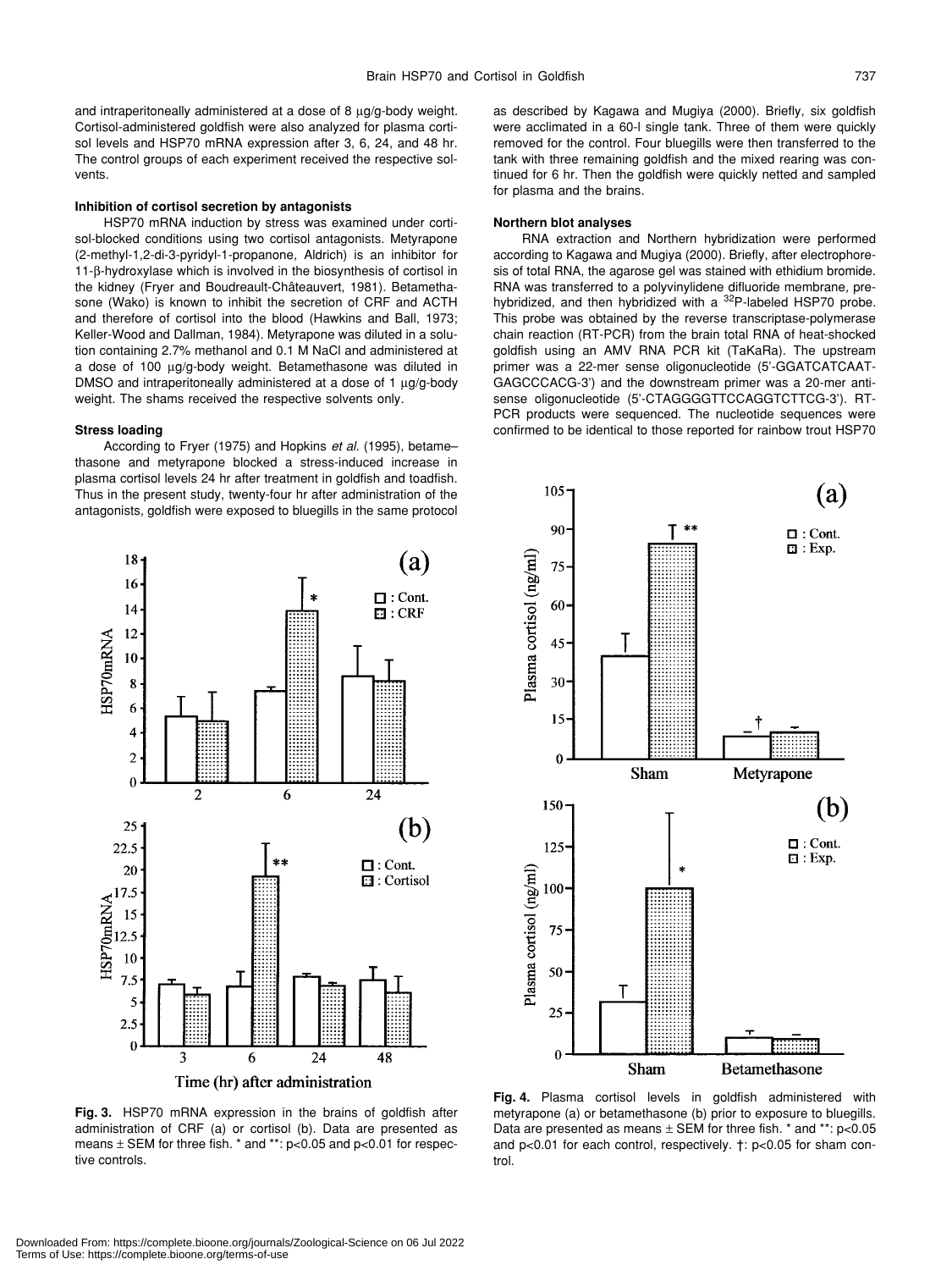and intraperitoneally administered at a dose of 8 μg/g-body weight. Cortisol-administered goldfish were also analyzed for plasma cortisol levels and HSP70 mRNA expression after 3, 6, 24, and 48 hr. The control groups of each experiment received the respective solvents.

### Inhibition of cortisol secretion by antagonists

HSP70 mRNA induction by stress was examined under cortisol-blocked conditions using two cortisol antagonists. Metyrapone (2-methyl-1,2-di-3-pyridyl-1-propanone, Aldrich) is an inhibitor for 11-β-hydroxylase which is involved in the biosynthesis of cortisol in the kidney (Fryer and Boudreault-Châteauvert, 1981). Betamethasone (Wako) is known to inhibit the secretion of CRF and ACTH and therefore of cortisol into the blood (Hawkins and Ball, 1973; Keller-Wood and Dallman, 1984). Metyrapone was diluted in a solution containing 2.7% methanol and 0.1 M NaCl and administered at a dose of 100 μg/g-body weight. Betamethasone was diluted in DMSO and intraperitoneally administered at a dose of 1 μg/g-body weight. The shams received the respective solvents only.

### Stress loading

According to Fryer (1975) and Hopkins *et al.* (1995), betamethasone and metyrapone blocked a stress-induced increase in plasma cortisol levels 24 hr after treatment in goldfish and toadfish. Thus in the present study, twenty-four hr after administration of the antagonists, goldfish were exposed to bluegills in the same protocol as described by Kagawa and Mugiya (2000). Briefly, six goldfish were acclimated in a 60-l single tank. Three of them were quickly removed for the control. Four bluegills were then transferred to the tank with three remaining goldfish and the mixed rearing was continued for 6 hr. Then the goldfish were quickly netted and sampled for plasma and the brains.

### Northern blot analyses

RNA extraction and Northern hybridization were performed according to Kagawa and Mugiya (2000). Briefly, after electrophoresis of total RNA, the agarose gel was stained with ethidium bromide. RNA was transferred to a polyvinylidene difluoride membrane, prehybridized, and then hybridized with a $^{32}$P-labeled HSP70 probe. This probe was obtained by the reverse transcriptase-polymerase chain reaction (RT-PCR) from the brain total RNA of heat-shocked goldfish using an AMV RNA PCR kit (TaKaRa). The upstream primer was a 22-mer sense oligonucleotide (5'-GGATCATCAATGAGCCCACG-3') and the downstream primer was a 20-mer antisense oligonucleotide (5'-CTAGGGGTTCCAGGTCTTCG-3'). RT-PCR products were sequenced. The nucleotide sequences were confirmed to be identical to those reported for rainbow trout HSP70

**Fig. 3.** HSP70 mRNA expression in the brains of goldfish after administration of CRF (a) or cortisol (b). Data are presented as means ± SEM for three fish. * and **: p<0.05 and p<0.01 for respective controls.

**Fig. 4.** Plasma cortisol levels in goldfish administered with metyrapone (a) or betamethasone (b) prior to exposure to bluegills. Data are presented as means ± SEM for three fish. * and **: p<0.05 and p<0.01 for each control, respectively. †: p<0.05 for sham control.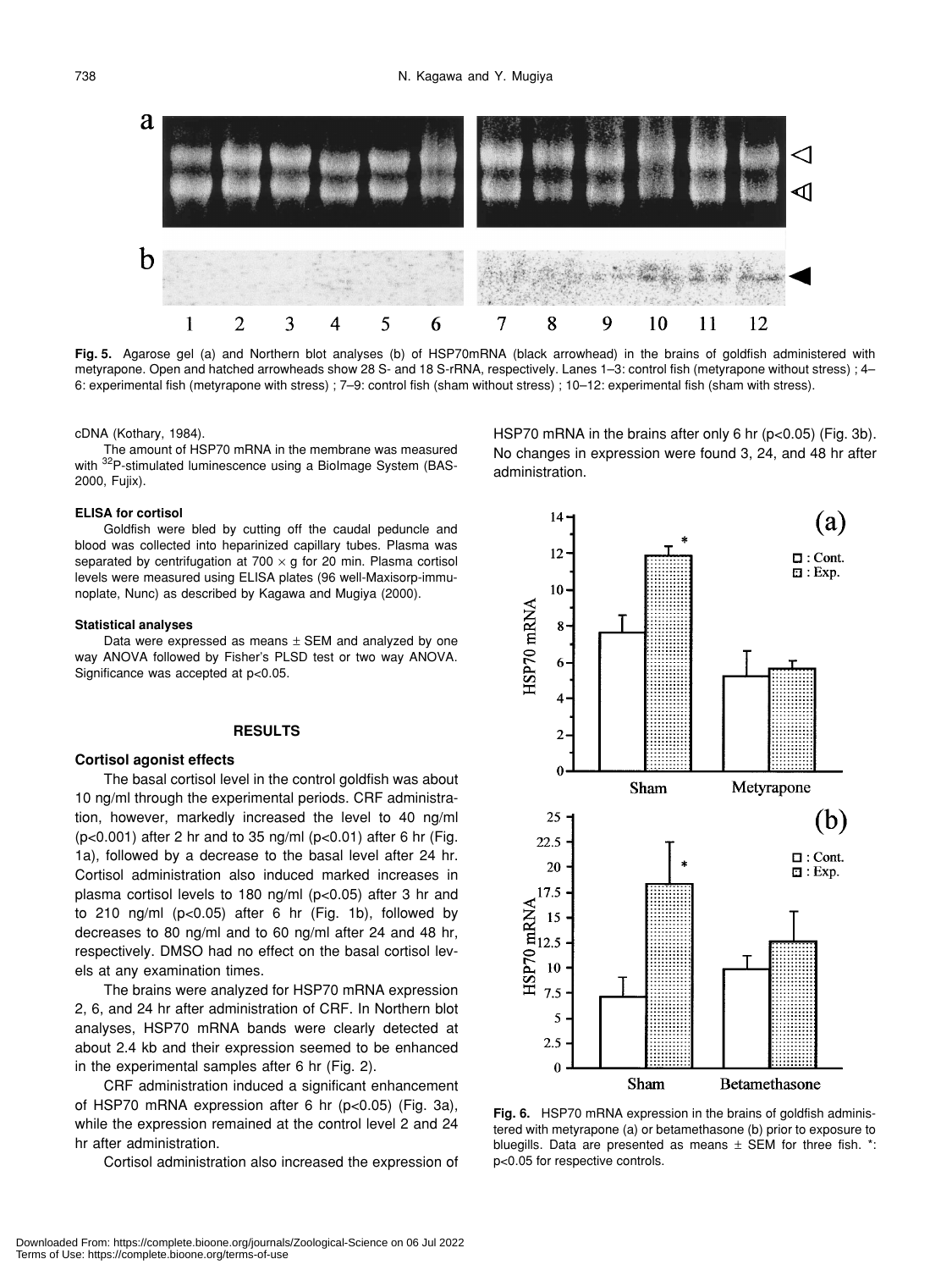Fig. 5. Agarose gel (a) and Northern blot analyses (b) of HSP70mRNA (black arrowhead) in the brains of goldfish administered with metyrapone. Open and hatched arrowheads show 28 S- and 18 S-rRNA, respectively. Lanes 1–3: control fish (metyrapone without stress) ; 4–6: experimental fish (metyrapone with stress) ; 7–9: control fish (sham without stress) ; 10–12: experimental fish (sham with stress).

cDNA (Kothary, 1984).

The amount of HSP70 mRNA in the membrane was measured with $^{32}$P-stimulated luminescence using a BioImage System (BAS-2000, Fujix).

#### ELISA for cortisol

Goldfish were bled by cutting off the caudal peduncle and blood was collected into heparinized capillary tubes. Plasma was separated by centrifugation at 700 × g for 20 min. Plasma cortisol levels were measured using ELISA plates (96 well-Maxisorp-immunoplate, Nunc) as described by Kagawa and Mugiya (2000).

#### Statistical analyses

Data were expressed as means ± SEM and analyzed by one way ANOVA followed by Fisher's PLSD test or two way ANOVA. Significance was accepted at $p<0.05$.

## RESULTS

### Cortisol agonist effects

The basal cortisol level in the control goldfish was about 10 ng/ml through the experimental periods. CRF administration, however, markedly increased the level to 40 ng/ml ($p<0.001$) after 2 hr and to 35 ng/ml ($p<0.01$) after 6 hr (Fig. 1a), followed by a decrease to the basal level after 24 hr. Cortisol administration also induced marked increases in plasma cortisol levels to 180 ng/ml ($p<0.05$) after 3 hr and to 210 ng/ml ($p<0.05$) after 6 hr (Fig. 1b), followed by decreases to 80 ng/ml and to 60 ng/ml after 24 and 48 hr, respectively. DMSO had no effect on the basal cortisol levels at any examination times.

The brains were analyzed for HSP70 mRNA expression 2, 6, and 24 hr after administration of CRF. In Northern blot analyses, HSP70 mRNA bands were clearly detected at about 2.4 kb and their expression seemed to be enhanced in the experimental samples after 6 hr (Fig. 2).

CRF administration induced a significant enhancement of HSP70 mRNA expression after 6 hr ($p<0.05$) (Fig. 3a), while the expression remained at the control level 2 and 24 hr after administration.

Cortisol administration also increased the expression of HSP70 mRNA in the brains after only 6 hr ($p<0.05$) (Fig. 3b). No changes in expression were found 3, 24, and 48 hr after administration.

Fig. 6. HSP70 mRNA expression in the brains of goldfish administered with metyrapone (a) or betamethasone (b) prior to exposure to bluegills. Data are presented as means ± SEM for three fish. *: $p<0.05$ for respective controls.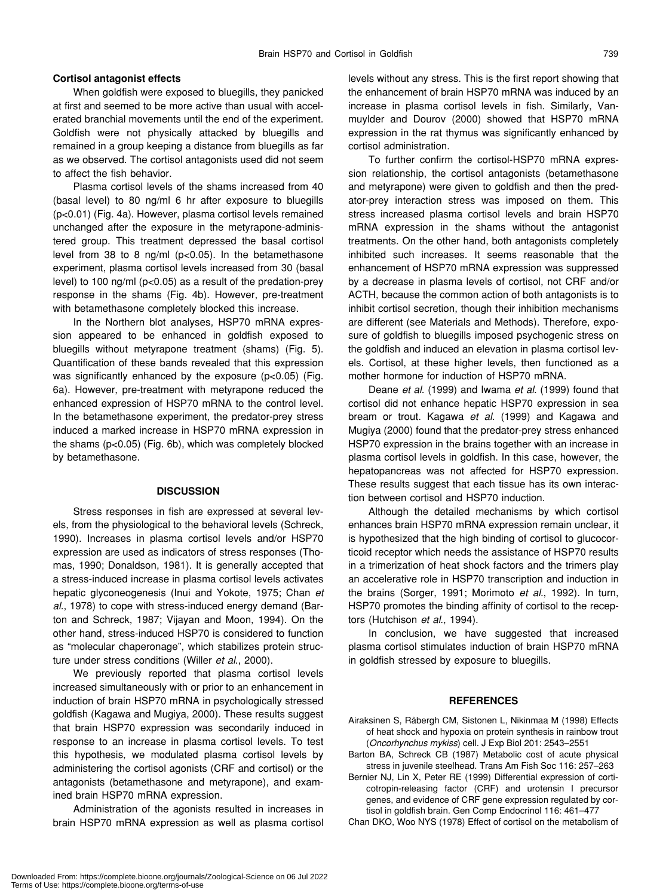**Cortisol antagonist effects**

When goldfish were exposed to bluegills, they panicked at first and seemed to be more active than usual with accelerated branchial movements until the end of the experiment. Goldfish were not physically attacked by bluegills and remained in a group keeping a distance from bluegills as far as we observed. The cortisol antagonists used did not seem to affect the fish behavior.

Plasma cortisol levels of the shams increased from 40 (basal level) to 80 ng/ml 6 hr after exposure to bluegills ($p<0.01$) (Fig. 4a). However, plasma cortisol levels remained unchanged after the exposure in the metyrapone-administered group. This treatment depressed the basal cortisol level from 38 to 8 ng/ml ($p<0.05$). In the betamethasone experiment, plasma cortisol levels increased from 30 (basal level) to 100 ng/ml ($p<0.05$) as a result of the predation-prey response in the shams (Fig. 4b). However, pre-treatment with betamethasone completely blocked this increase.

In the Northern blot analyses, HSP70 mRNA expression appeared to be enhanced in goldfish exposed to bluegills without metyrapone treatment (shams) (Fig. 5). Quantification of these bands revealed that this expression was significantly enhanced by the exposure ($p<0.05$) (Fig. 6a). However, pre-treatment with metyrapone reduced the enhanced expression of HSP70 mRNA to the control level. In the betamethasone experiment, the predator-prey stress induced a marked increase in HSP70 mRNA expression in the shams ($p<0.05$) (Fig. 6b), which was completely blocked by betamethasone.

## DISCUSSION

Stress responses in fish are expressed at several levels, from the physiological to the behavioral levels (Schreck, 1990). Increases in plasma cortisol levels and/or HSP70 expression are used as indicators of stress responses (Thomas, 1990; Donaldson, 1981). It is generally accepted that a stress-induced increase in plasma cortisol levels activates hepatic glyconeogenesis (Inui and Yokote, 1975; Chan *et al.*, 1978) to cope with stress-induced energy demand (Barton and Schreck, 1987; Vijayan and Moon, 1994). On the other hand, stress-induced HSP70 is considered to function as "molecular chaperonage", which stabilizes protein structure under stress conditions (Willer *et al.*, 2000).

We previously reported that plasma cortisol levels increased simultaneously with or prior to an enhancement in induction of brain HSP70 mRNA in psychologically stressed goldfish (Kagawa and Mugiya, 2000). These results suggest that brain HSP70 expression was secondarily induced in response to an increase in plasma cortisol levels. To test this hypothesis, we modulated plasma cortisol levels by administering the cortisol agonists (CRF and cortisol) or the antagonists (betamethasone and metyrapone), and examined brain HSP70 mRNA expression.

Administration of the agonists resulted in increases in brain HSP70 mRNA expression as well as plasma cortisol levels without any stress. This is the first report showing that the enhancement of brain HSP70 mRNA was induced by an increase in plasma cortisol levels in fish. Similarly, Vanmuylder and Dourov (2000) showed that HSP70 mRNA expression in the rat thymus was significantly enhanced by cortisol administration.

To further confirm the cortisol-HSP70 mRNA expression relationship, the cortisol antagonists (betamethasone and metyrapone) were given to goldfish and then the predator-prey interaction stress was imposed on them. This stress increased plasma cortisol levels and brain HSP70 mRNA expression in the shams without the antagonist treatments. On the other hand, both antagonists completely inhibited such increases. It seems reasonable that the enhancement of HSP70 mRNA expression was suppressed by a decrease in plasma levels of cortisol, not CRF and/or ACTH, because the common action of both antagonists is to inhibit cortisol secretion, though their inhibition mechanisms are different (see Materials and Methods). Therefore, exposure of goldfish to bluegills imposed psychogenic stress on the goldfish and induced an elevation in plasma cortisol levels. Cortisol, at these higher levels, then functioned as a mother hormone for induction of HSP70 mRNA.

Deane *et al.* (1999) and Iwama *et al.* (1999) found that cortisol did not enhance hepatic HSP70 expression in sea bream or trout. Kagawa *et al.* (1999) and Kagawa and Mugiya (2000) found that the predator-prey stress enhanced HSP70 expression in the brains together with an increase in plasma cortisol levels in goldfish. In this case, however, the hepatopancreas was not affected for HSP70 expression. These results suggest that each tissue has its own interaction between cortisol and HSP70 induction.

Although the detailed mechanisms by which cortisol enhances brain HSP70 mRNA expression remain unclear, it is hypothesized that the high binding of cortisol to glucocorticoid receptor which needs the assistance of HSP70 results in a trimerization of heat shock factors and the trimers play an accelerative role in HSP70 transcription and induction in the brains (Sorger, 1991; Morimoto *et al.*, 1992). In turn, HSP70 promotes the binding affinity of cortisol to the receptors (Hutchison *et al.*, 1994).

In conclusion, we have suggested that increased plasma cortisol stimulates induction of brain HSP70 mRNA in goldfish stressed by exposure to bluegills.

## REFERENCES

Airaksinen S, Råbergh CM, Sistonen L, Nikinmaa M (1998) Effects of heat shock and hypoxia on protein synthesis in rainbow trout (*Oncorhynchus mykiss*) cell. J Exp Biol 201: 2543–2551

Barton BA, Schreck CB (1987) Metabolic cost of acute physical stress in juvenile steelhead. Trans Am Fish Soc 116: 257–263

Bernier NJ, Lin X, Peter RE (1999) Differential expression of corticotropin-releasing factor (CRF) and urotensin I precursor genes, and evidence of CRF gene expression regulated by cortisol in goldfish brain. Gen Comp Endocrinol 116: 461–477

Chan DKO, Woo NYS (1978) Effect of cortisol on the metabolism of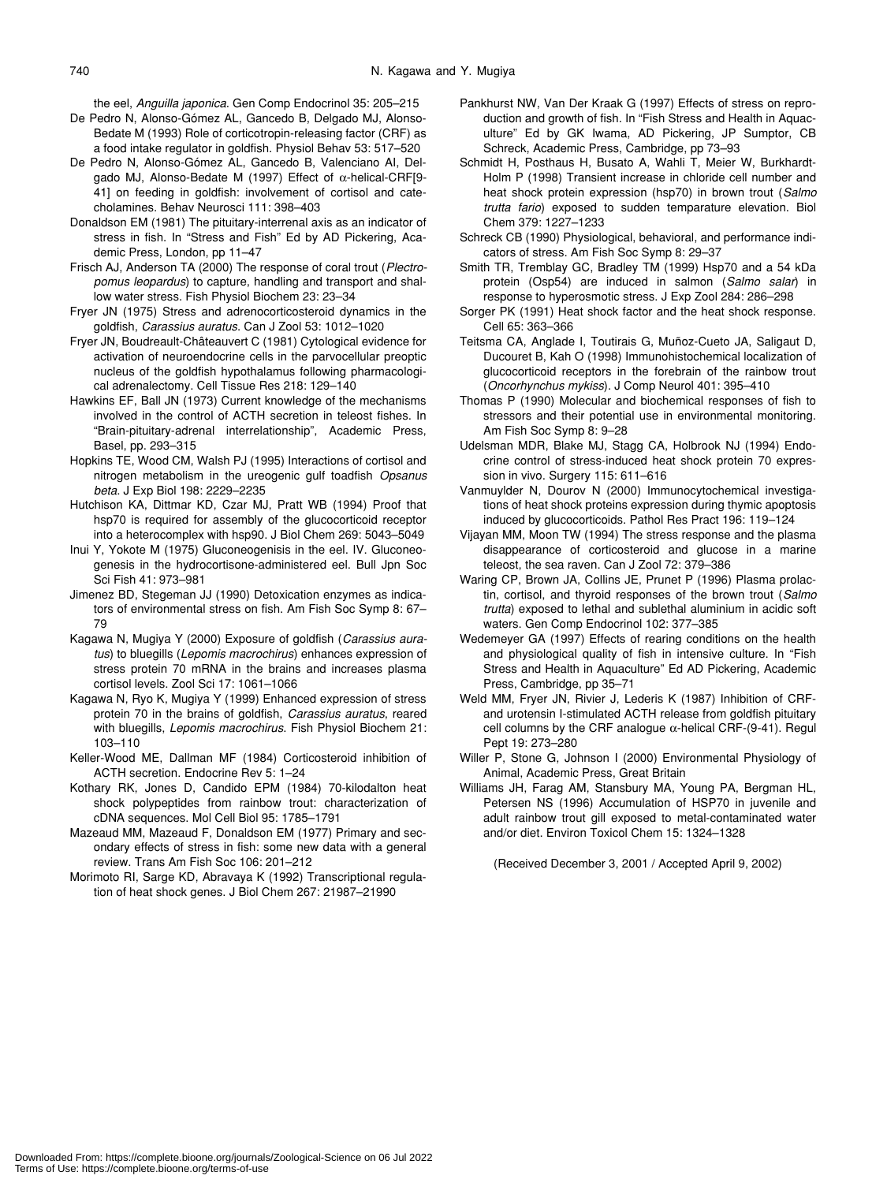the eel, *Anguilla japonica*. Gen Comp Endocrinol 35: 205–215

De Pedro N, Alonso-Gómez AL, Gancedo B, Delgado MJ, Alonso-Bedate M (1993) Role of corticotropin-releasing factor (CRF) as a food intake regulator in goldfish. Physiol Behav 53: 517–520

De Pedro N, Alonso-Gómez AL, Gancedo B, Valenciano AI, Delgado MJ, Alonso-Bedate M (1997) Effect of α-helical-CRF[9-41] on feeding in goldfish: involvement of cortisol and catecholamines. Behav Neurosci 111: 398–403

Donaldson EM (1981) The pituitary-interrenal axis as an indicator of stress in fish. In "Stress and Fish" Ed by AD Pickering, Academic Press, London, pp 11–47

Frisch AJ, Anderson TA (2000) The response of coral trout (*Plectropomus leopardus*) to capture, handling and transport and shallow water stress. Fish Physiol Biochem 23: 23–34

Fryer JN (1975) Stress and adrenocorticosteroid dynamics in the goldfish, *Carassius auratus*. Can J Zool 53: 1012–1020

Fryer JN, Boudreault-Châteauvert C (1981) Cytological evidence for activation of neuroendocrine cells in the parvocellular preoptic nucleus of the goldfish hypothalamus following pharmacological adrenalectomy. Cell Tissue Res 218: 129–140

Hawkins EF, Ball JN (1973) Current knowledge of the mechanisms involved in the control of ACTH secretion in teleost fishes. In "Brain-pituitary-adrenal interrelationship", Academic Press, Basel, pp. 293–315

Hopkins TE, Wood CM, Walsh PJ (1995) Interactions of cortisol and nitrogen metabolism in the ureogenic gulf toadfish *Opsanus beta*. J Exp Biol 198: 2229–2235

Hutchison KA, Dittmar KD, Czar MJ, Pratt WB (1994) Proof that hsp70 is required for assembly of the glucocorticoid receptor into a heterocomplex with hsp90. J Biol Chem 269: 5043–5049

Inui Y, Yokote M (1975) Gluconeogenisis in the eel. IV. Gluconeogenesis in the hydrocortisone-administered eel. Bull Jpn Soc Sci Fish 41: 973–981

Jimenez BD, Stegeman JJ (1990) Detoxication enzymes as indicators of environmental stress on fish. Am Fish Soc Symp 8: 67–79

Kagawa N, Mugiya Y (2000) Exposure of goldfish (*Carassius auratus*) to bluegills (*Lepomis macrochirus*) enhances expression of stress protein 70 mRNA in the brains and increases plasma cortisol levels. Zool Sci 17: 1061–1066

Kagawa N, Ryo K, Mugiya Y (1999) Enhanced expression of stress protein 70 in the brains of goldfish, *Carassius auratus*, reared with bluegills, *Lepomis macrochirus*. Fish Physiol Biochem 21: 103–110

Keller-Wood ME, Dallman MF (1984) Corticosteroid inhibition of ACTH secretion. Endocrine Rev 5: 1–24

Kothary RK, Jones D, Candido EPM (1984) 70-kilodalton heat shock polypeptides from rainbow trout: characterization of cDNA sequences. Mol Cell Biol 95: 1785–1791

Mazeaud MM, Mazeaud F, Donaldson EM (1977) Primary and secondary effects of stress in fish: some new data with a general review. Trans Am Fish Soc 106: 201–212

Morimoto RI, Sarge KD, Abravaya K (1992) Transcriptional regulation of heat shock genes. J Biol Chem 267: 21987–21990

Pankhurst NW, Van Der Kraak G (1997) Effects of stress on reproduction and growth of fish. In "Fish Stress and Health in Aquaculture" Ed by GK Iwama, AD Pickering, JP Sumptor, CB Schreck, Academic Press, Cambridge, pp 73–93

Schmidt H, Posthaus H, Busato A, Wahli T, Meier W, Burkhardt-Holm P (1998) Transient increase in chloride cell number and heat shock protein expression (hsp70) in brown trout (*Salmo trutta fario*) exposed to sudden temparature elevation. Biol Chem 379: 1227–1233

Schreck CB (1990) Physiological, behavioral, and performance indicators of stress. Am Fish Soc Symp 8: 29–37

Smith TR, Tremblay GC, Bradley TM (1999) Hsp70 and a 54 kDa protein (Osp54) are induced in salmon (*Salmo salar*) in response to hyperosmotic stress. J Exp Zool 284: 286–298

Sorger PK (1991) Heat shock factor and the heat shock response. Cell 65: 363–366

Teitsma CA, Anglade I, Toutirais G, Muñoz-Cueto JA, Saligaut D, Ducouret B, Kah O (1998) Immunohistochemical localization of glucocorticoid receptors in the forebrain of the rainbow trout (*Oncorhynchus mykiss*). J Comp Neurol 401: 395–410

Thomas P (1990) Molecular and biochemical responses of fish to stressors and their potential use in environmental monitoring. Am Fish Soc Symp 8: 9–28

Udelsman MDR, Blake MJ, Stagg CA, Holbrook NJ (1994) Endocrine control of stress-induced heat shock protein 70 expression in vivo. Surgery 115: 611–616

Vanmuylder N, Dourov N (2000) Immunocytochemical investigations of heat shock proteins expression during thymic apoptosis induced by glucocorticoids. Pathol Res Pract 196: 119–124

Vijayan MM, Moon TW (1994) The stress response and the plasma disappearance of corticosteroid and glucose in a marine teleost, the sea raven. Can J Zool 72: 379–386

Waring CP, Brown JA, Collins JE, Prunet P (1996) Plasma prolactin, cortisol, and thyroid responses of the brown trout (*Salmo trutta*) exposed to lethal and sublethal aluminium in acidic soft waters. Gen Comp Endocrinol 102: 377–385

Wedemeyer GA (1997) Effects of rearing conditions on the health and physiological quality of fish in intensive culture. In "Fish Stress and Health in Aquaculture" Ed AD Pickering, Academic Press, Cambridge, pp 35–71

Weld MM, Fryer JN, Rivier J, Lederis K (1987) Inhibition of CRF- and urotensin I-stimulated ACTH release from goldfish pituitary cell columns by the CRF analogue α-helical CRF-(9-41). Regul Pept 19: 273–280

Willer P, Stone G, Johnson I (2000) Environmental Physiology of Animal, Academic Press, Great Britain

Williams JH, Farag AM, Stansbury MA, Young PA, Bergman HL, Petersen NS (1996) Accumulation of HSP70 in juvenile and adult rainbow trout gill exposed to metal-contaminated water and/or diet. Environ Toxicol Chem 15: 1324–1328

(Received December 3, 2001 / Accepted April 9, 2002)